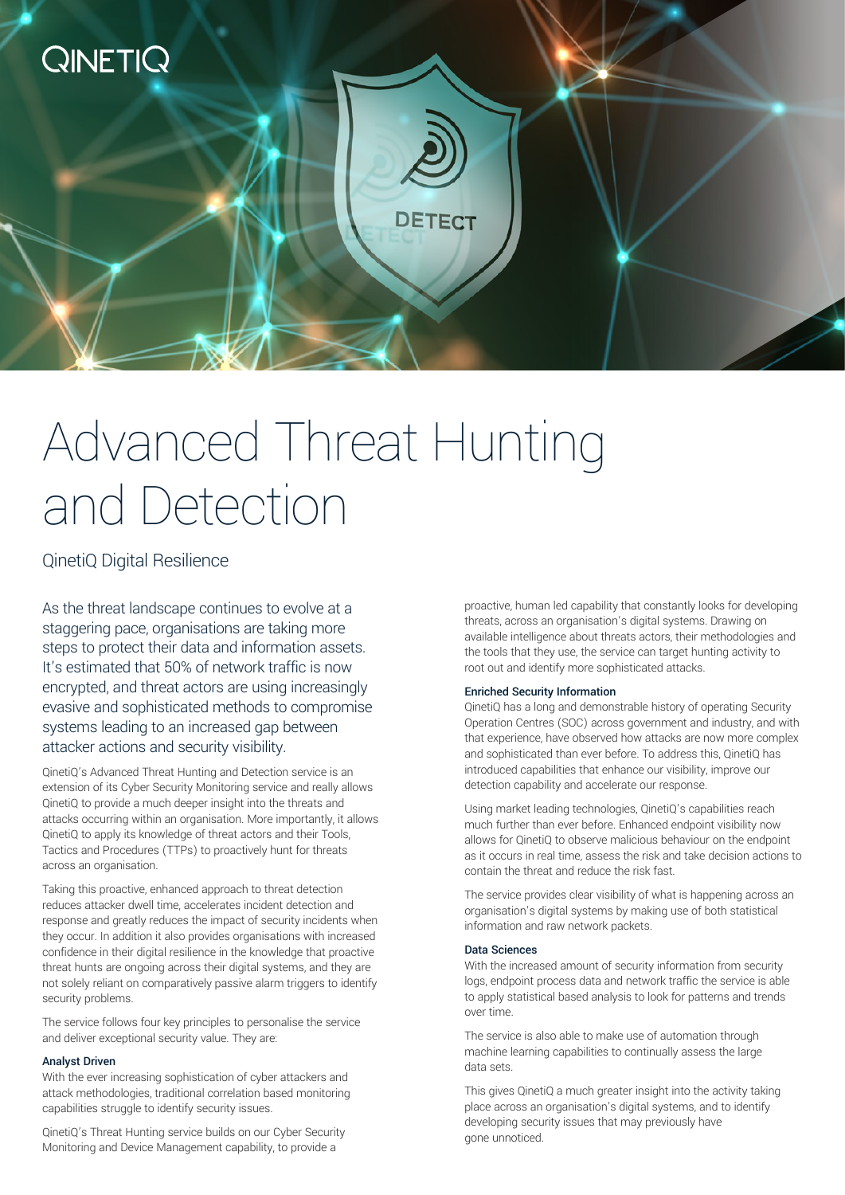# Advanced Threat Hunting and Detection

QinetiQ Digital Resilience

As the threat landscape continues to evolve at a staggering pace, organisations are taking more steps to protect their data and information assets. It's estimated that 50% of network traffic is now encrypted, and threat actors are using increasingly evasive and sophisticated methods to compromise systems leading to an increased gap between attacker actions and security visibility.

QinetiQ's Advanced Threat Hunting and Detection service is an extension of its Cyber Security Monitoring service and really allows QinetiQ to provide a much deeper insight into the threats and attacks occurring within an organisation. More importantly, it allows QinetiQ to apply its knowledge of threat actors and their Tools, Tactics and Procedures (TTPs) to proactively hunt for threats across an organisation.

Taking this proactive, enhanced approach to threat detection reduces attacker dwell time, accelerates incident detection and response and greatly reduces the impact of security incidents when they occur. In addition it also provides organisations with increased confidence in their digital resilience in the knowledge that proactive threat hunts are ongoing across their digital systems, and they are not solely reliant on comparatively passive alarm triggers to identify security problems.

The service follows four key principles to personalise the service and deliver exceptional security value. They are:

#### Analyst Driven

With the ever increasing sophistication of cyber attackers and attack methodologies, traditional correlation based monitoring capabilities struggle to identify security issues.

QinetiQ's Threat Hunting service builds on our Cyber Security Monitoring and Device Management capability, to provide a proactive, human led capability that constantly looks for developing threats, across an organisation's digital systems. Drawing on available intelligence about threats actors, their methodologies and the tools that they use, the service can target hunting activity to root out and identify more sophisticated attacks.

#### Enriched Security Information

QinetiQ has a long and demonstrable history of operating Security Operation Centres (SOC) across government and industry, and with that experience, have observed how attacks are now more complex and sophisticated than ever before. To address this, QinetiQ has introduced capabilities that enhance our visibility, improve our detection capability and accelerate our response.

Using market leading technologies, QinetiQ's capabilities reach much further than ever before. Enhanced endpoint visibility now allows for QinetiQ to observe malicious behaviour on the endpoint as it occurs in real time, assess the risk and take decision actions to contain the threat and reduce the risk fast.

The service provides clear visibility of what is happening across an organisation's digital systems by making use of both statistical information and raw network packets.

#### Data Sciences

With the increased amount of security information from security logs, endpoint process data and network traffic the service is able to apply statistical based analysis to look for patterns and trends over time.

The service is also able to make use of automation through machine learning capabilities to continually assess the large data sets.

This gives QinetiQ a much greater insight into the activity taking place across an organisation's digital systems, and to identify developing security issues that may previously have gone unnoticed.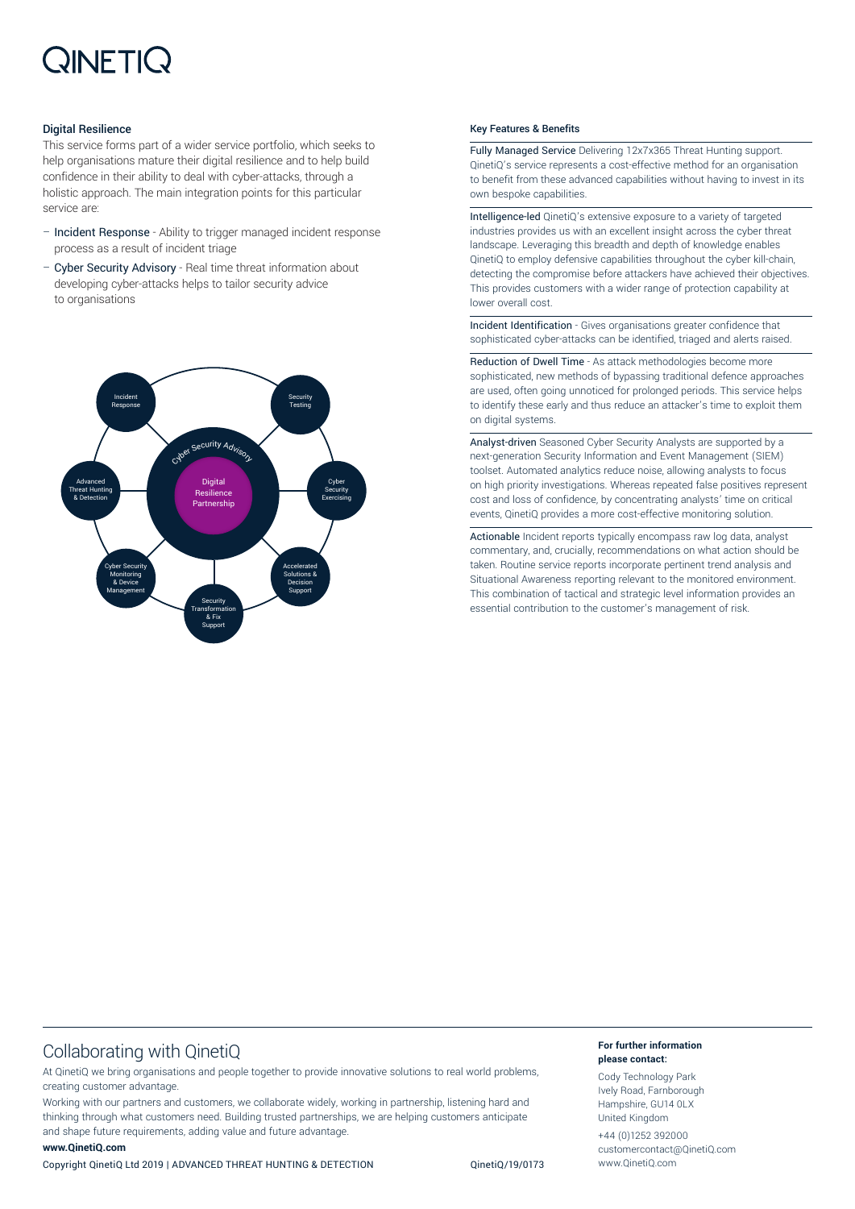## Digital Resilience

This service forms part of a wider service portfolio, which seeks to help organisations mature their digital resilience and to help build confidence in their ability to deal with cyber-attacks, through a holistic approach. The main integration points for this particular service are:

- Incident Response - Ability to trigger managed incident response process as a result of incident triage
- Cyber Security Advisory - Real time threat information about developing cyber-attacks helps to tailor security advice to organisations

Incident Response
Security Testing
Cyber Security Exercising
Accelerated Solutions & Decision Support
Security Transformation & Fix Support
Cyber Security Monitoring & Device Management
Advanced Threat Hunting & Detection
Cyber Security Advisory
Digital Resilience Partnership

## Key Features & Benefits

**Fully Managed Service** Delivering 12x7x365 Threat Hunting support. QinetiQ's service represents a cost-effective method for an organisation to benefit from these advanced capabilities without having to invest in its own bespoke capabilities.

**Intelligence-led** QinetiQ's extensive exposure to a variety of targeted industries provides us with an excellent insight across the cyber threat landscape. Leveraging this breadth and depth of knowledge enables QinetiQ to employ defensive capabilities throughout the cyber kill-chain, detecting the compromise before attackers have achieved their objectives. This provides customers with a wider range of protection capability at lower overall cost.

**Incident Identification** - Gives organisations greater confidence that sophisticated cyber-attacks can be identified, triaged and alerts raised.

**Reduction of Dwell Time** - As attack methodologies become more sophisticated, new methods of bypassing traditional defence approaches are used, often going unnoticed for prolonged periods. This service helps to identify these early and thus reduce an attacker's time to exploit them on digital systems.

**Analyst-driven** Seasoned Cyber Security Analysts are supported by a next-generation Security Information and Event Management (SIEM) toolset. Automated analytics reduce noise, allowing analysts to focus on high priority investigations. Whereas repeated false positives represent cost and loss of confidence, by concentrating analysts' time on critical events, QinetiQ provides a more cost-effective monitoring solution.

**Actionable** Incident reports typically encompass raw log data, analyst commentary, and, crucially, recommendations on what action should be taken. Routine service reports incorporate pertinent trend analysis and Situational Awareness reporting relevant to the monitored environment. This combination of tactical and strategic level information provides an essential contribution to the customer's management of risk.

## Collaborating with QinetiQ

At QinetiQ we bring organisations and people together to provide innovative solutions to real world problems, creating customer advantage.

Working with our partners and customers, we collaborate widely, working in partnership, listening hard and thinking through what customers need. Building trusted partnerships, we are helping customers anticipate and shape future requirements, adding value and future advantage.

**www.QinetiQ.com**

Copyright QinetiQ Ltd 2019 | ADVANCED THREAT HUNTING & DETECTION

QinetiQ/19/0173

**For further information please contact:**

Cody Technology Park
Ively Road, Farnborough
Hampshire, GU14 0LX
United Kingdom

+44 (0)1252 392000
customercontact@QinetiQ.com
www.QinetiQ.com